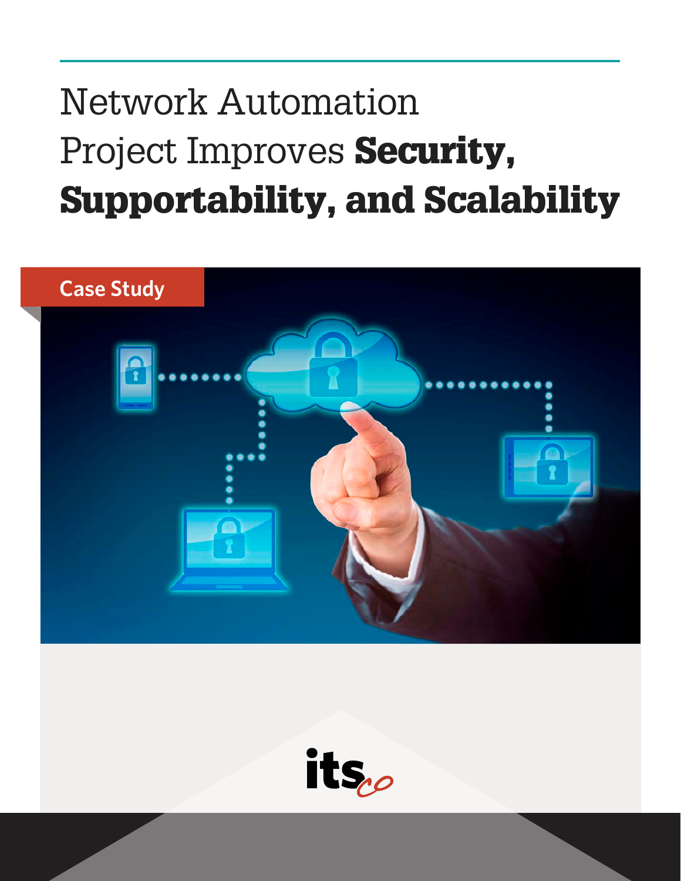# Network Automation Project Improves **Security, Supportability, and Scalability**

Case Study

itsco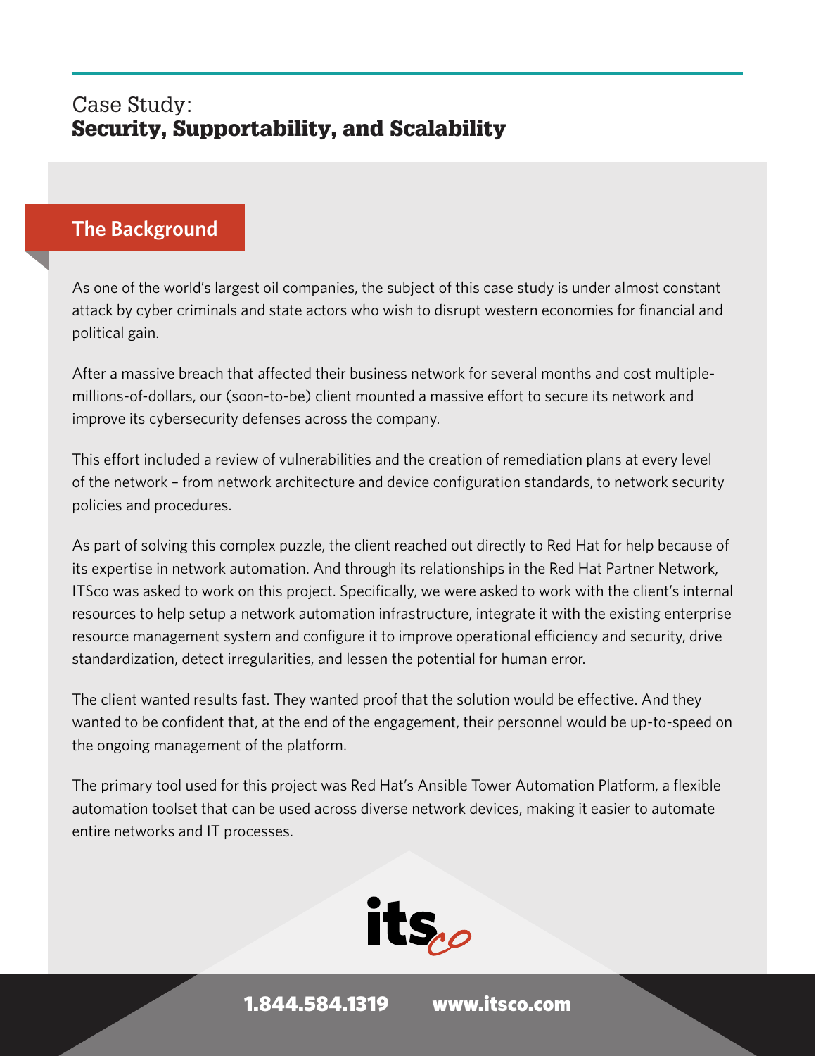Case Study:
# Security, Supportability, and Scalability

## The Background

As one of the world's largest oil companies, the subject of this case study is under almost constant attack by cyber criminals and state actors who wish to disrupt western economies for financial and political gain.

After a massive breach that affected their business network for several months and cost multiple-millions-of-dollars, our (soon-to-be) client mounted a massive effort to secure its network and improve its cybersecurity defenses across the company.

This effort included a review of vulnerabilities and the creation of remediation plans at every level of the network – from network architecture and device configuration standards, to network security policies and procedures.

As part of solving this complex puzzle, the client reached out directly to Red Hat for help because of its expertise in network automation. And through its relationships in the Red Hat Partner Network, ITSco was asked to work on this project. Specifically, we were asked to work with the client's internal resources to help setup a network automation infrastructure, integrate it with the existing enterprise resource management system and configure it to improve operational efficiency and security, drive standardization, detect irregularities, and lessen the potential for human error.

The client wanted results fast. They wanted proof that the solution would be effective. And they wanted to be confident that, at the end of the engagement, their personnel would be up-to-speed on the ongoing management of the platform.

The primary tool used for this project was Red Hat's Ansible Tower Automation Platform, a flexible automation toolset that can be used across diverse network devices, making it easier to automate entire networks and IT processes.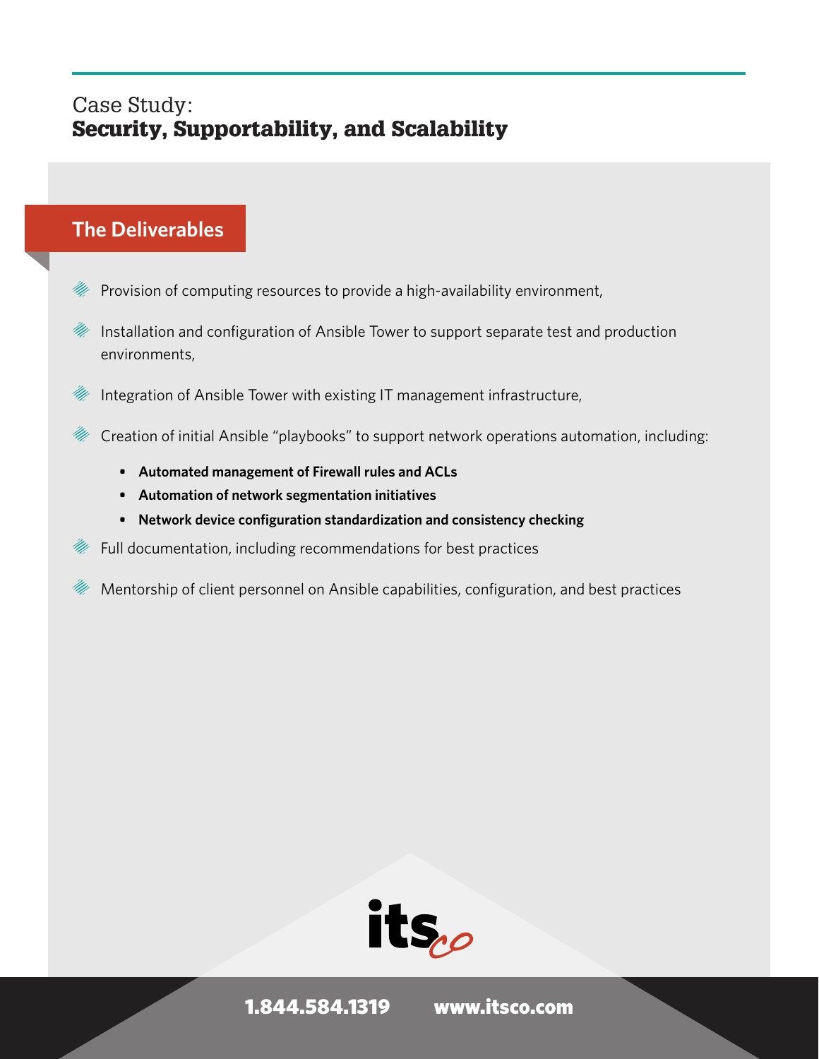Case Study:
# Security, Supportability, and Scalability

## The Deliverables

- Provision of computing resources to provide a high-availability environment,
- Installation and configuration of Ansible Tower to support separate test and production environments,
- Integration of Ansible Tower with existing IT management infrastructure,
- Creation of initial Ansible "playbooks" to support network operations automation, including:
  - **Automated management of Firewall rules and ACLs**
  - **Automation of network segmentation initiatives**
  - **Network device configuration standardization and consistency checking**
- Full documentation, including recommendations for best practices
- Mentorship of client personnel on Ansible capabilities, configuration, and best practices

itsco

**1.844.584.1319** **www.itsco.com**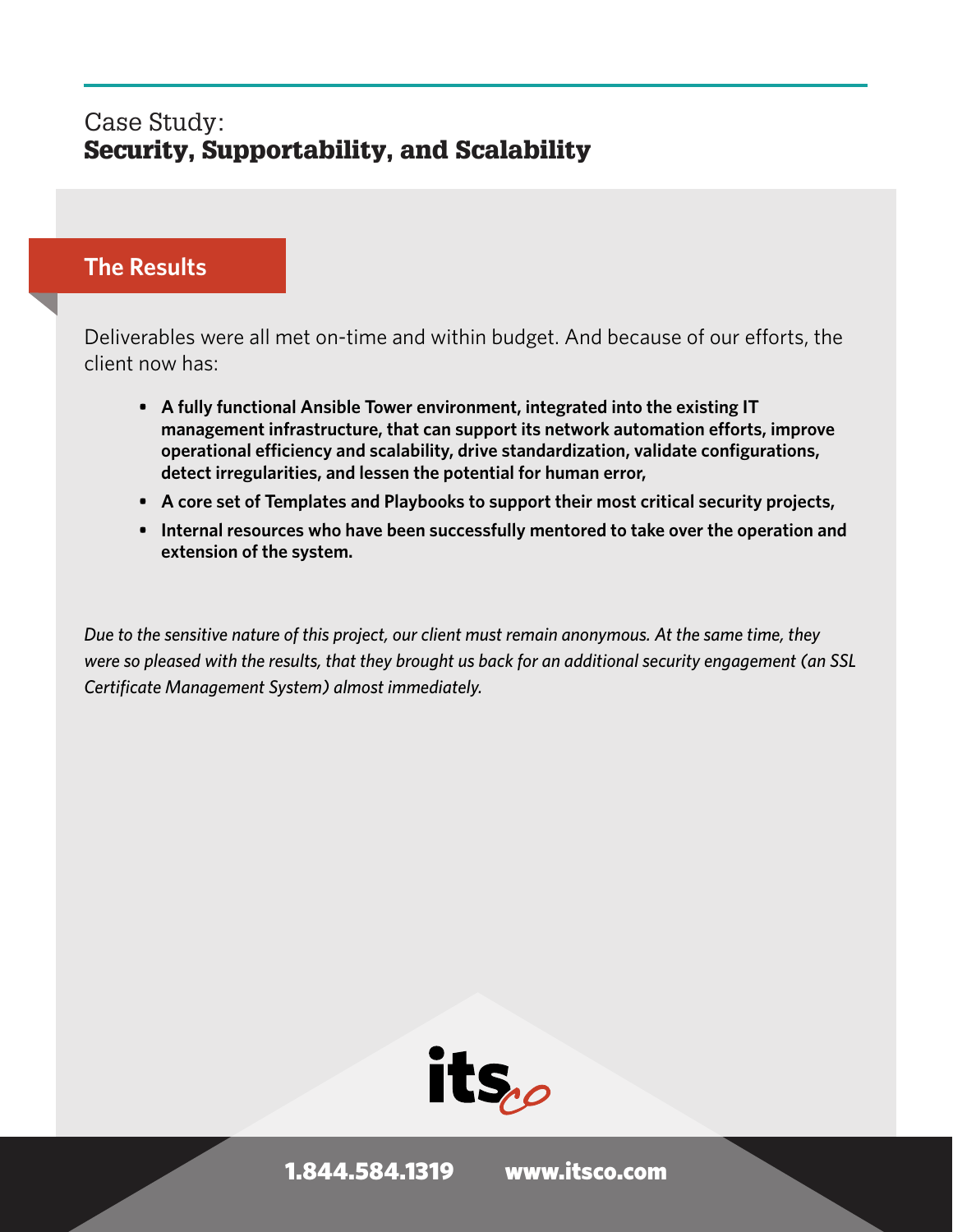Case Study:
# Security, Supportability, and Scalability

## The Results

Deliverables were all met on-time and within budget. And because of our efforts, the client now has:

- **A fully functional Ansible Tower environment, integrated into the existing IT management infrastructure, that can support its network automation efforts, improve operational efficiency and scalability, drive standardization, validate configurations, detect irregularities, and lessen the potential for human error,**
- **A core set of Templates and Playbooks to support their most critical security projects,**
- **Internal resources who have been successfully mentored to take over the operation and extension of the system.**

*Due to the sensitive nature of this project, our client must remain anonymous. At the same time, they were so pleased with the results, that they brought us back for an additional security engagement (an SSL Certificate Management System) almost immediately.*

itsco

1.844.584.1319 www.itsco.com